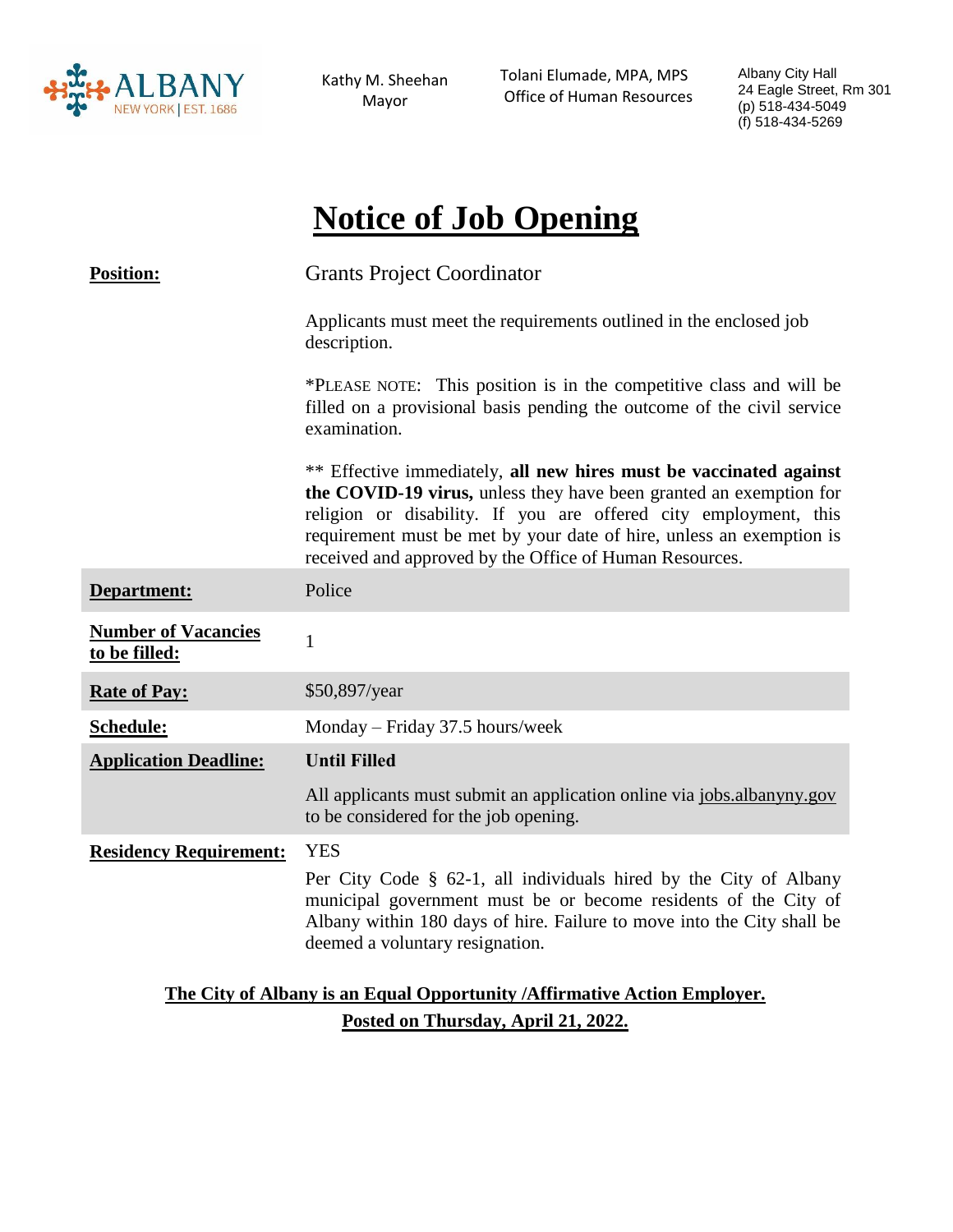Kathy M. Sheehan
Mayor

Tolani Elumade, MPA, MPS
Office of Human Resources

Albany City Hall
24 Eagle Street, Rm 301
(p) 518-434-5049
(f) 518-434-5269

# Notice of Job Opening

| | |
|---|---|
| **Position:** | Grants Project Coordinator<br><br>Applicants must meet the requirements outlined in the enclosed job description.<br><br>*PLEASE NOTE: This position is in the competitive class and will be filled on a provisional basis pending the outcome of the civil service examination.<br><br>** Effective immediately, **all new hires must be vaccinated against the COVID-19 virus,** unless they have been granted an exemption for religion or disability. If you are offered city employment, this requirement must be met by your date of hire, unless an exemption is received and approved by the Office of Human Resources. |
| **Department:** | Police |
| **Number of Vacancies to be filled:** | 1 |
| **Rate of Pay:** | $50,897/year |
| **Schedule:** | Monday – Friday 37.5 hours/week |
| **Application Deadline:** | **Until Filled**<br><br>All applicants must submit an application online via jobs.albanyny.gov to be considered for the job opening. |
| **Residency Requirement:** | YES<br><br>Per City Code § 62-1, all individuals hired by the City of Albany municipal government must be or become residents of the City of Albany within 180 days of hire. Failure to move into the City shall be deemed a voluntary resignation. |

**The City of Albany is an Equal Opportunity /Affirmative Action Employer.**

**Posted on Thursday, April 21, 2022.**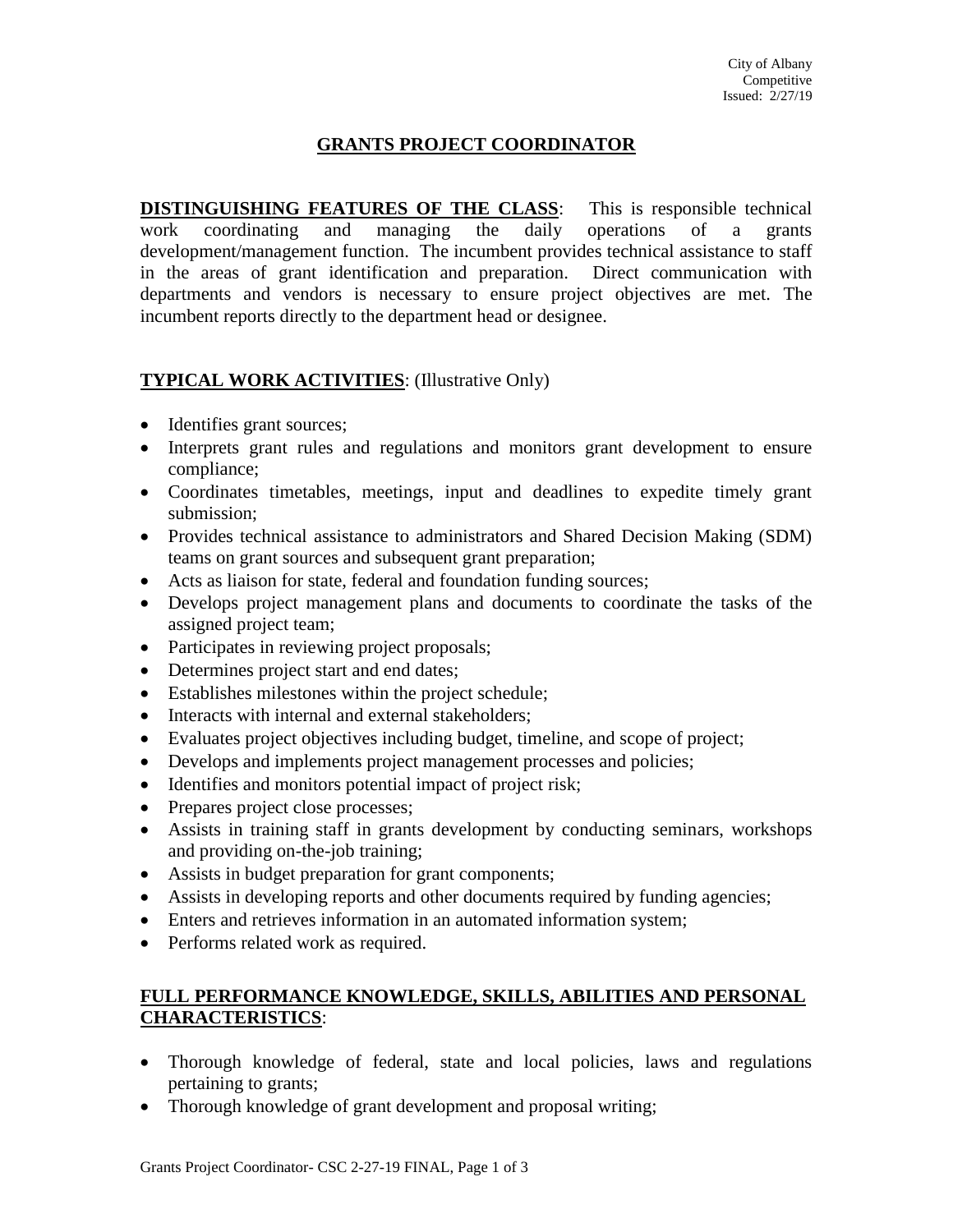City of Albany
Competitive
Issued: 2/27/19

# GRANTS PROJECT COORDINATOR

**DISTINGUISHING FEATURES OF THE CLASS**: This is responsible technical work coordinating and managing the daily operations of a grants development/management function. The incumbent provides technical assistance to staff in the areas of grant identification and preparation. Direct communication with departments and vendors is necessary to ensure project objectives are met. The incumbent reports directly to the department head or designee.

**TYPICAL WORK ACTIVITIES**: (Illustrative Only)

- Identifies grant sources;
- Interprets grant rules and regulations and monitors grant development to ensure compliance;
- Coordinates timetables, meetings, input and deadlines to expedite timely grant submission;
- Provides technical assistance to administrators and Shared Decision Making (SDM) teams on grant sources and subsequent grant preparation;
- Acts as liaison for state, federal and foundation funding sources;
- Develops project management plans and documents to coordinate the tasks of the assigned project team;
- Participates in reviewing project proposals;
- Determines project start and end dates;
- Establishes milestones within the project schedule;
- Interacts with internal and external stakeholders;
- Evaluates project objectives including budget, timeline, and scope of project;
- Develops and implements project management processes and policies;
- Identifies and monitors potential impact of project risk;
- Prepares project close processes;
- Assists in training staff in grants development by conducting seminars, workshops and providing on-the-job training;
- Assists in budget preparation for grant components;
- Assists in developing reports and other documents required by funding agencies;
- Enters and retrieves information in an automated information system;
- Performs related work as required.

**FULL PERFORMANCE KNOWLEDGE, SKILLS, ABILITIES AND PERSONAL CHARACTERISTICS**:

- Thorough knowledge of federal, state and local policies, laws and regulations pertaining to grants;
- Thorough knowledge of grant development and proposal writing;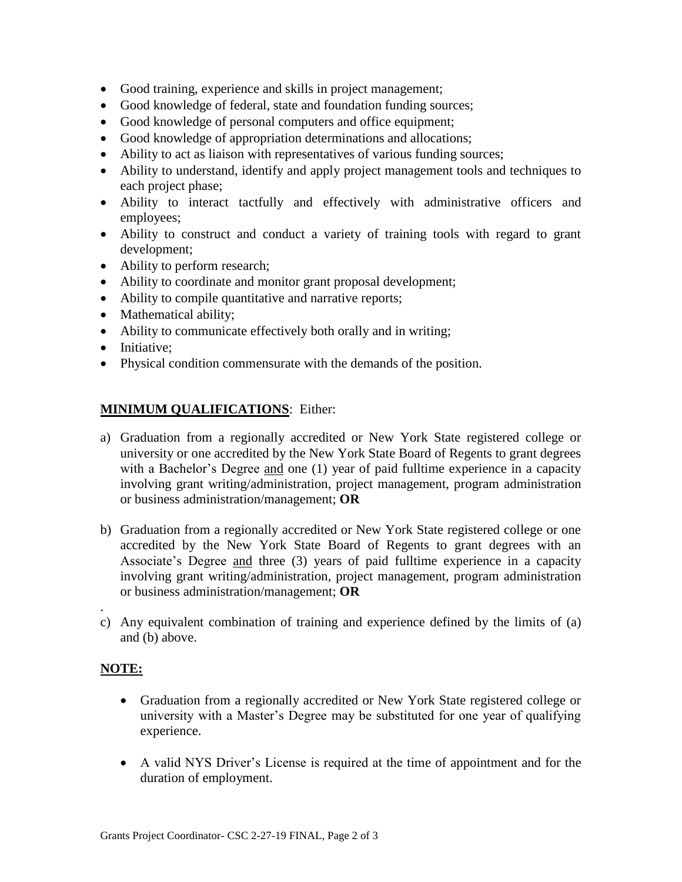- Good training, experience and skills in project management;
- Good knowledge of federal, state and foundation funding sources;
- Good knowledge of personal computers and office equipment;
- Good knowledge of appropriation determinations and allocations;
- Ability to act as liaison with representatives of various funding sources;
- Ability to understand, identify and apply project management tools and techniques to each project phase;
- Ability to interact tactfully and effectively with administrative officers and employees;
- Ability to construct and conduct a variety of training tools with regard to grant development;
- Ability to perform research;
- Ability to coordinate and monitor grant proposal development;
- Ability to compile quantitative and narrative reports;
- Mathematical ability;
- Ability to communicate effectively both orally and in writing;
- Initiative;
- Physical condition commensurate with the demands of the position.

**MINIMUM QUALIFICATIONS**: Either:

a) Graduation from a regionally accredited or New York State registered college or university or one accredited by the New York State Board of Regents to grant degrees with a Bachelor's Degree and one (1) year of paid fulltime experience in a capacity involving grant writing/administration, project management, program administration or business administration/management; **OR**

b) Graduation from a regionally accredited or New York State registered college or one accredited by the New York State Board of Regents to grant degrees with an Associate's Degree and three (3) years of paid fulltime experience in a capacity involving grant writing/administration, project management, program administration or business administration/management; **OR**

c) Any equivalent combination of training and experience defined by the limits of (a) and (b) above.

**NOTE:**

- Graduation from a regionally accredited or New York State registered college or university with a Master's Degree may be substituted for one year of qualifying experience.
- A valid NYS Driver's License is required at the time of appointment and for the duration of employment.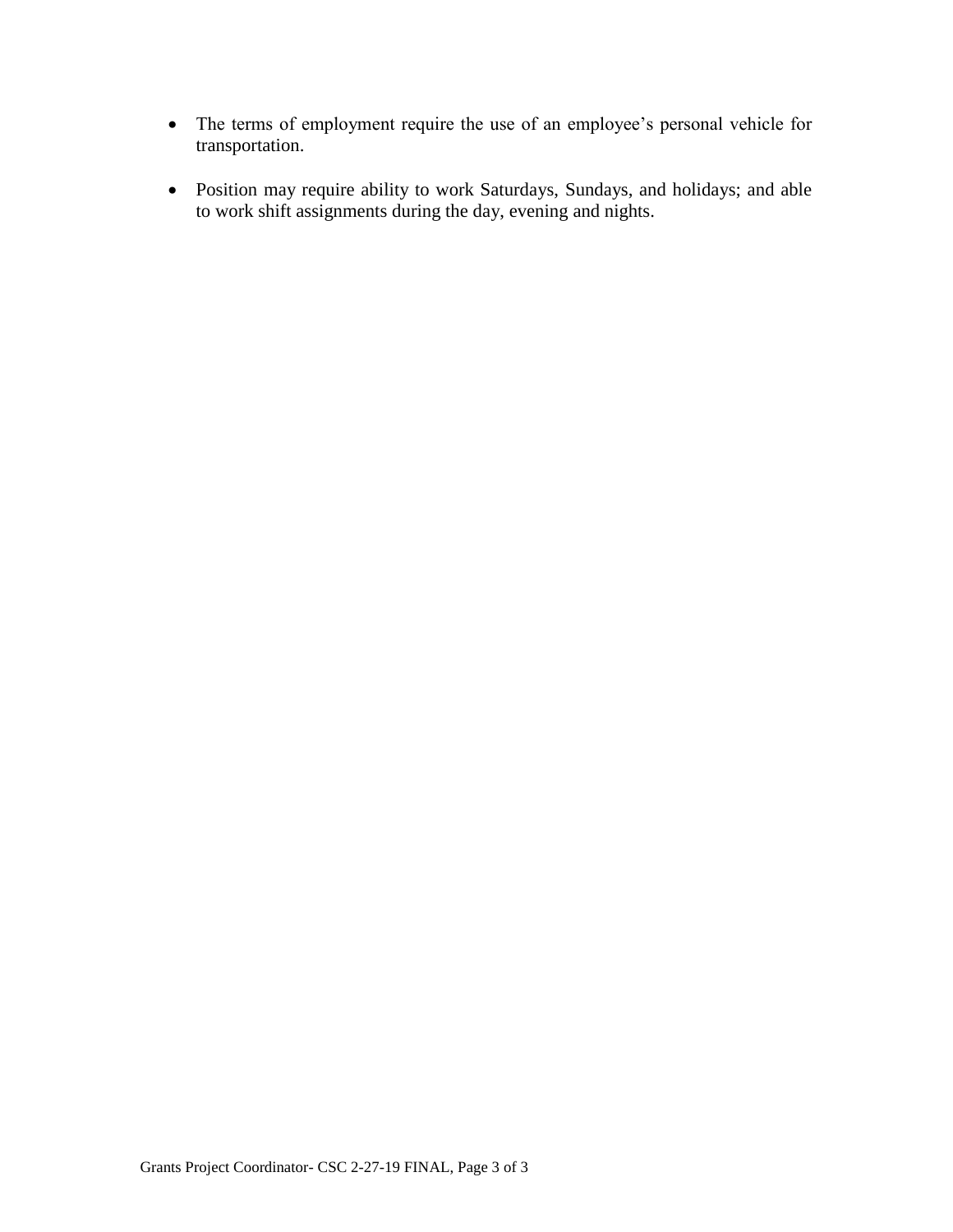- The terms of employment require the use of an employee's personal vehicle for transportation.

- Position may require ability to work Saturdays, Sundays, and holidays; and able to work shift assignments during the day, evening and nights.